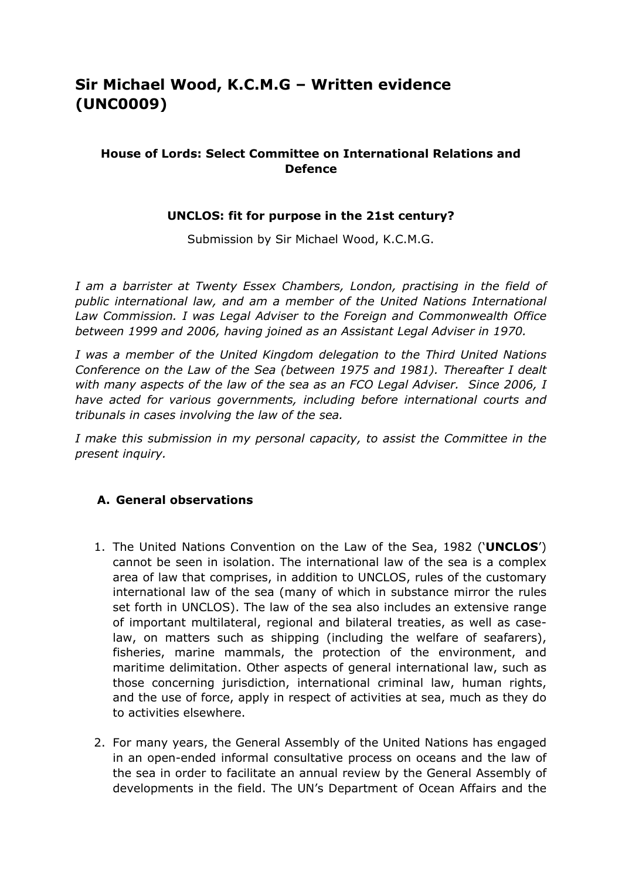# Sir Michael Wood, K.C.M.G – Written evidence (UNC0009)

### House of Lords: Select Committee on International Relations and Defence

### UNCLOS: fit for purpose in the 21st century?

Submission by Sir Michael Wood, K.C.M.G.

*I am a barrister at Twenty Essex Chambers, London, practising in the field of public international law, and am a member of the United Nations International Law Commission. I was Legal Adviser to the Foreign and Commonwealth Office between 1999 and 2006, having joined as an Assistant Legal Adviser in 1970.*

*I was a member of the United Kingdom delegation to the Third United Nations Conference on the Law of the Sea (between 1975 and 1981). Thereafter I dealt with many aspects of the law of the sea as an FCO Legal Adviser. Since 2006, I have acted for various governments, including before international courts and tribunals in cases involving the law of the sea.*

*I make this submission in my personal capacity, to assist the Committee in the present inquiry.*

## A. General observations

1. The United Nations Convention on the Law of the Sea, 1982 ('**UNCLOS**') cannot be seen in isolation. The international law of the sea is a complex area of law that comprises, in addition to UNCLOS, rules of the customary international law of the sea (many of which in substance mirror the rules set forth in UNCLOS). The law of the sea also includes an extensive range of important multilateral, regional and bilateral treaties, as well as case-law, on matters such as shipping (including the welfare of seafarers), fisheries, marine mammals, the protection of the environment, and maritime delimitation. Other aspects of general international law, such as those concerning jurisdiction, international criminal law, human rights, and the use of force, apply in respect of activities at sea, much as they do to activities elsewhere.

2. For many years, the General Assembly of the United Nations has engaged in an open-ended informal consultative process on oceans and the law of the sea in order to facilitate an annual review by the General Assembly of developments in the field. The UN's Department of Ocean Affairs and the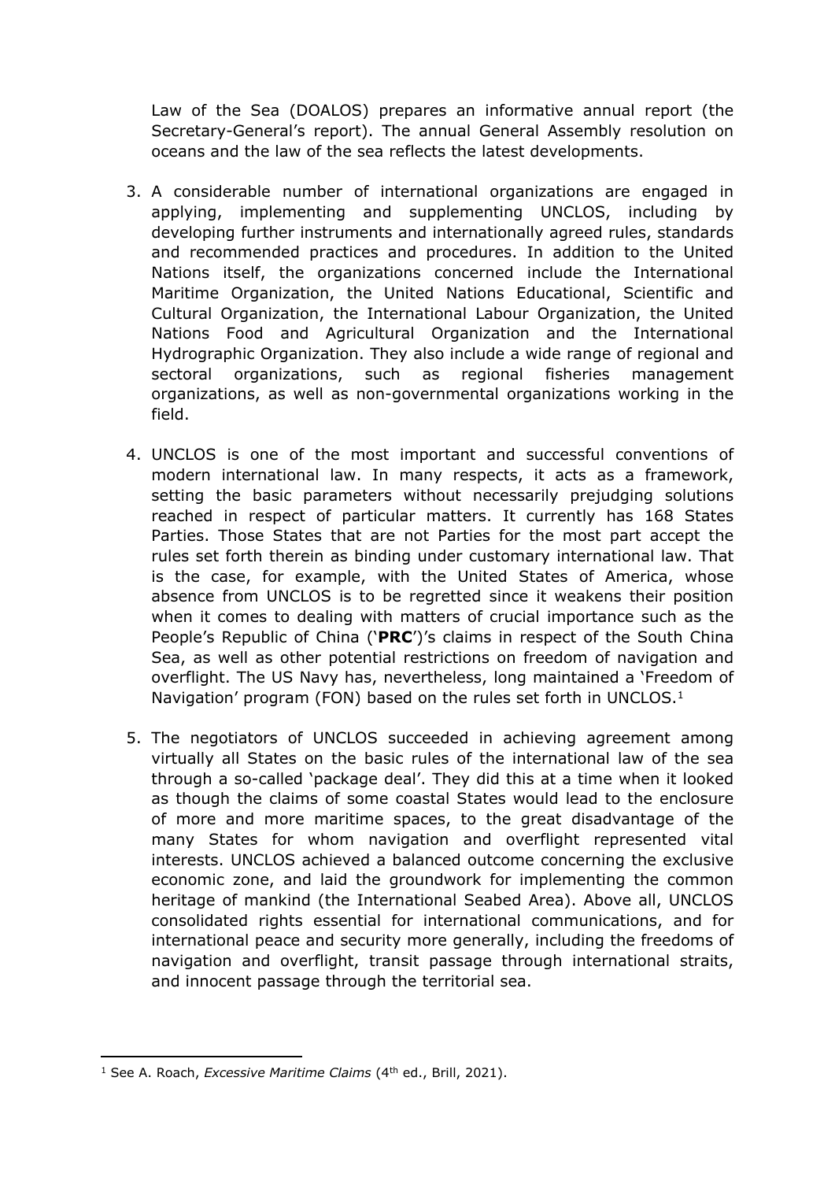Law of the Sea (DOALOS) prepares an informative annual report (the Secretary-General's report). The annual General Assembly resolution on oceans and the law of the sea reflects the latest developments.

3. A considerable number of international organizations are engaged in applying, implementing and supplementing UNCLOS, including by developing further instruments and internationally agreed rules, standards and recommended practices and procedures. In addition to the United Nations itself, the organizations concerned include the International Maritime Organization, the United Nations Educational, Scientific and Cultural Organization, the International Labour Organization, the United Nations Food and Agricultural Organization and the International Hydrographic Organization. They also include a wide range of regional and sectoral organizations, such as regional fisheries management organizations, as well as non-governmental organizations working in the field.

4. UNCLOS is one of the most important and successful conventions of modern international law. In many respects, it acts as a framework, setting the basic parameters without necessarily prejudging solutions reached in respect of particular matters. It currently has 168 States Parties. Those States that are not Parties for the most part accept the rules set forth therein as binding under customary international law. That is the case, for example, with the United States of America, whose absence from UNCLOS is to be regretted since it weakens their position when it comes to dealing with matters of crucial importance such as the People's Republic of China ('**PRC**')'s claims in respect of the South China Sea, as well as other potential restrictions on freedom of navigation and overflight. The US Navy has, nevertheless, long maintained a 'Freedom of Navigation' program (FON) based on the rules set forth in UNCLOS.[1]

5. The negotiators of UNCLOS succeeded in achieving agreement among virtually all States on the basic rules of the international law of the sea through a so-called 'package deal'. They did this at a time when it looked as though the claims of some coastal States would lead to the enclosure of more and more maritime spaces, to the great disadvantage of the many States for whom navigation and overflight represented vital interests. UNCLOS achieved a balanced outcome concerning the exclusive economic zone, and laid the groundwork for implementing the common heritage of mankind (the International Seabed Area). Above all, UNCLOS consolidated rights essential for international communications, and for international peace and security more generally, including the freedoms of navigation and overflight, transit passage through international straits, and innocent passage through the territorial sea.

---

[1] See A. Roach, *Excessive Maritime Claims* (4th ed., Brill, 2021).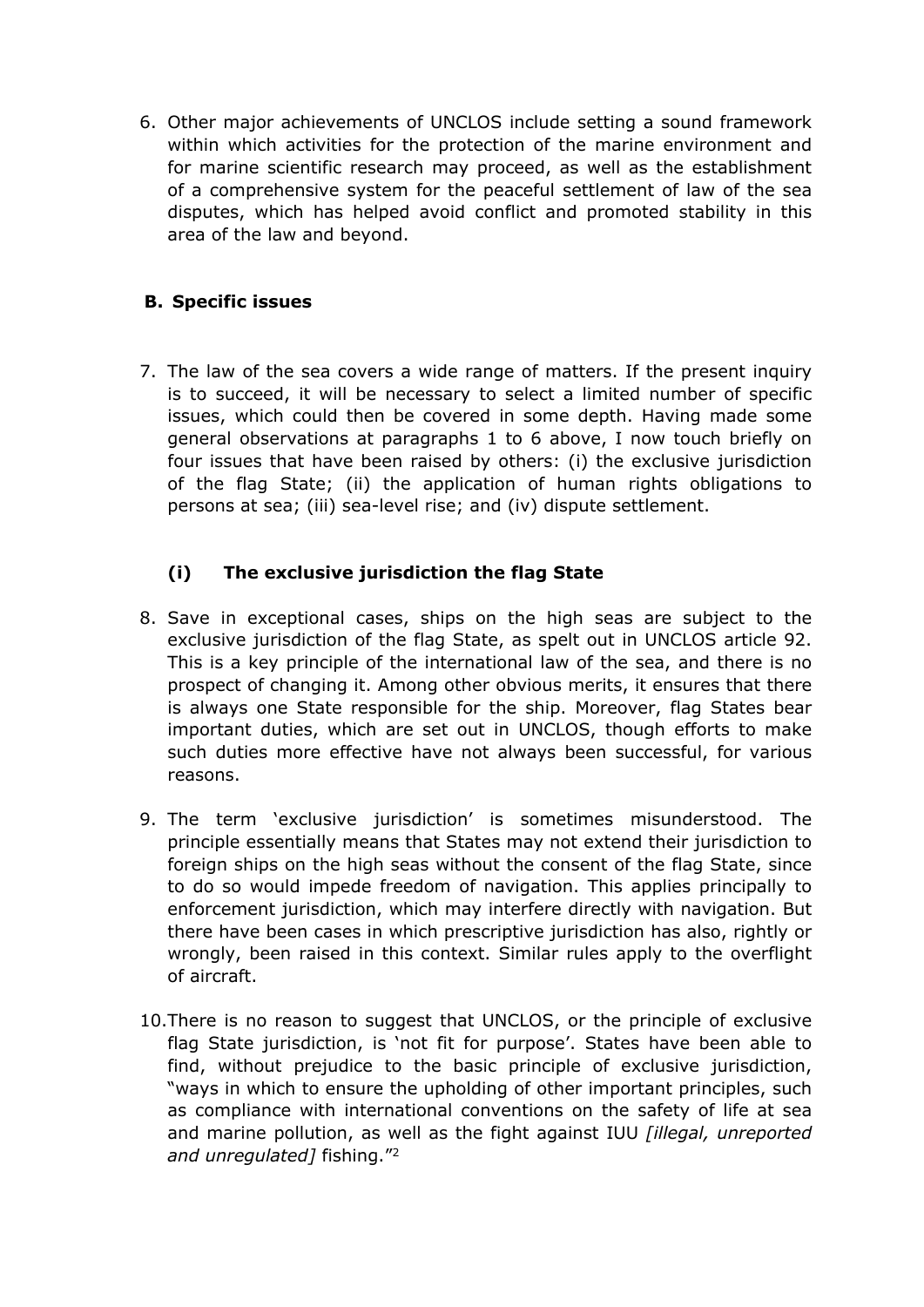6. Other major achievements of UNCLOS include setting a sound framework within which activities for the protection of the marine environment and for marine scientific research may proceed, as well as the establishment of a comprehensive system for the peaceful settlement of law of the sea disputes, which has helped avoid conflict and promoted stability in this area of the law and beyond.

## B. Specific issues

7. The law of the sea covers a wide range of matters. If the present inquiry is to succeed, it will be necessary to select a limited number of specific issues, which could then be covered in some depth. Having made some general observations at paragraphs 1 to 6 above, I now touch briefly on four issues that have been raised by others: (i) the exclusive jurisdiction of the flag State; (ii) the application of human rights obligations to persons at sea; (iii) sea-level rise; and (iv) dispute settlement.

### (i) The exclusive jurisdiction the flag State

8. Save in exceptional cases, ships on the high seas are subject to the exclusive jurisdiction of the flag State, as spelt out in UNCLOS article 92. This is a key principle of the international law of the sea, and there is no prospect of changing it. Among other obvious merits, it ensures that there is always one State responsible for the ship. Moreover, flag States bear important duties, which are set out in UNCLOS, though efforts to make such duties more effective have not always been successful, for various reasons.

9. The term 'exclusive jurisdiction' is sometimes misunderstood. The principle essentially means that States may not extend their jurisdiction to foreign ships on the high seas without the consent of the flag State, since to do so would impede freedom of navigation. This applies principally to enforcement jurisdiction, which may interfere directly with navigation. But there have been cases in which prescriptive jurisdiction has also, rightly or wrongly, been raised in this context. Similar rules apply to the overflight of aircraft.

10. There is no reason to suggest that UNCLOS, or the principle of exclusive flag State jurisdiction, is 'not fit for purpose'. States have been able to find, without prejudice to the basic principle of exclusive jurisdiction, "ways in which to ensure the upholding of other important principles, such as compliance with international conventions on the safety of life at sea and marine pollution, as well as the fight against IUU *[illegal, unreported and unregulated]* fishing."[2]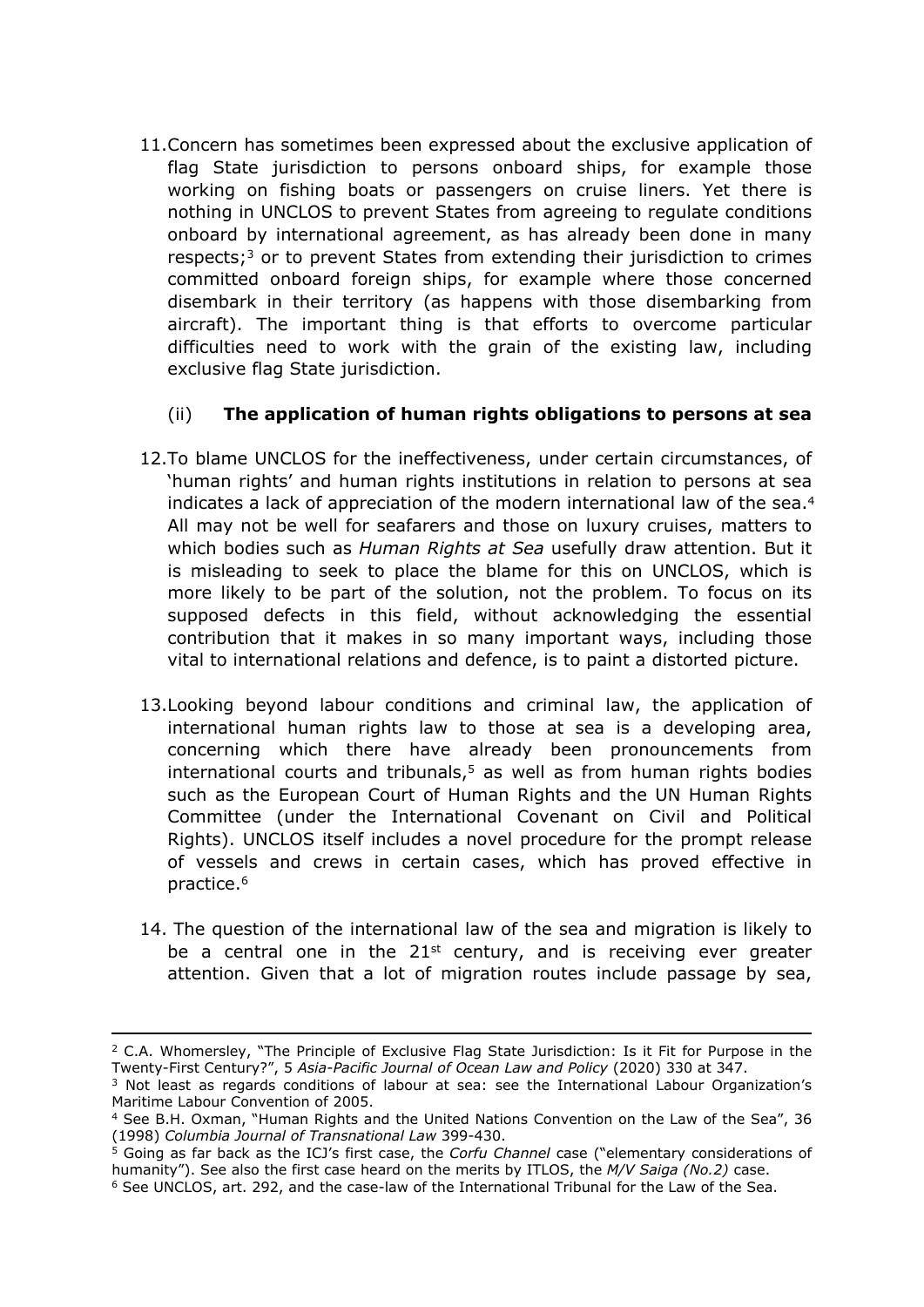11. Concern has sometimes been expressed about the exclusive application of flag State jurisdiction to persons onboard ships, for example those working on fishing boats or passengers on cruise liners. Yet there is nothing in UNCLOS to prevent States from agreeing to regulate conditions onboard by international agreement, as has already been done in many respects;[3] or to prevent States from extending their jurisdiction to crimes committed onboard foreign ships, for example where those concerned disembark in their territory (as happens with those disembarking from aircraft). The important thing is that efforts to overcome particular difficulties need to work with the grain of the existing law, including exclusive flag State jurisdiction.

### (ii) **The application of human rights obligations to persons at sea**

12. To blame UNCLOS for the ineffectiveness, under certain circumstances, of 'human rights' and human rights institutions in relation to persons at sea indicates a lack of appreciation of the modern international law of the sea.[4] All may not be well for seafarers and those on luxury cruises, matters to which bodies such as *Human Rights at Sea* usefully draw attention. But it is misleading to seek to place the blame for this on UNCLOS, which is more likely to be part of the solution, not the problem. To focus on its supposed defects in this field, without acknowledging the essential contribution that it makes in so many important ways, including those vital to international relations and defence, is to paint a distorted picture.

13. Looking beyond labour conditions and criminal law, the application of international human rights law to those at sea is a developing area, concerning which there have already been pronouncements from international courts and tribunals,[5] as well as from human rights bodies such as the European Court of Human Rights and the UN Human Rights Committee (under the International Covenant on Civil and Political Rights). UNCLOS itself includes a novel procedure for the prompt release of vessels and crews in certain cases, which has proved effective in practice.[6]

14. The question of the international law of the sea and migration is likely to be a central one in the 21st century, and is receiving ever greater attention. Given that a lot of migration routes include passage by sea,

---

[2] C.A. Whomersley, "The Principle of Exclusive Flag State Jurisdiction: Is it Fit for Purpose in the Twenty-First Century?", 5 *Asia-Pacific Journal of Ocean Law and Policy* (2020) 330 at 347.

[3] Not least as regards conditions of labour at sea: see the International Labour Organization's Maritime Labour Convention of 2005.

[4] See B.H. Oxman, "Human Rights and the United Nations Convention on the Law of the Sea", 36 (1998) *Columbia Journal of Transnational Law* 399-430.

[5] Going as far back as the ICJ's first case, the *Corfu Channel* case ("elementary considerations of humanity"). See also the first case heard on the merits by ITLOS, the *M/V Saiga (No.2)* case.

[6] See UNCLOS, art. 292, and the case-law of the International Tribunal for the Law of the Sea.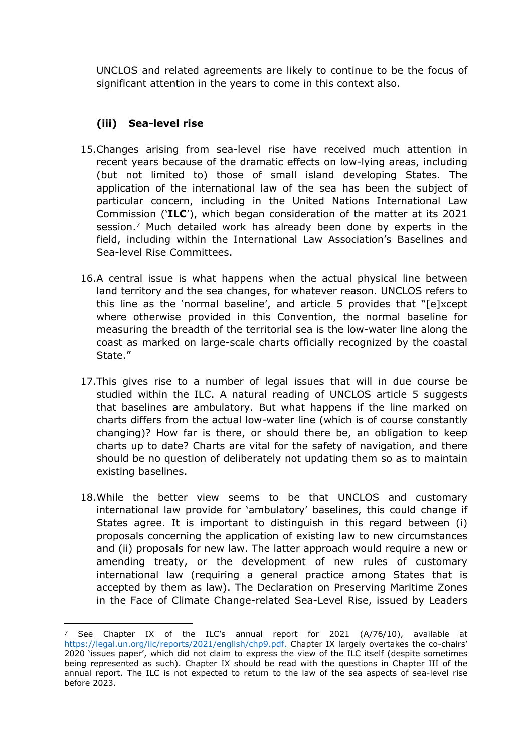UNCLOS and related agreements are likely to continue to be the focus of significant attention in the years to come in this context also.

### (iii) Sea-level rise

15. Changes arising from sea-level rise have received much attention in recent years because of the dramatic effects on low-lying areas, including (but not limited to) those of small island developing States. The application of the international law of the sea has been the subject of particular concern, including in the United Nations International Law Commission ('**ILC**'), which began consideration of the matter at its 2021 session.[7] Much detailed work has already been done by experts in the field, including within the International Law Association's Baselines and Sea-level Rise Committees.

16. A central issue is what happens when the actual physical line between land territory and the sea changes, for whatever reason. UNCLOS refers to this line as the 'normal baseline', and article 5 provides that "[e]xcept where otherwise provided in this Convention, the normal baseline for measuring the breadth of the territorial sea is the low-water line along the coast as marked on large-scale charts officially recognized by the coastal State."

17. This gives rise to a number of legal issues that will in due course be studied within the ILC. A natural reading of UNCLOS article 5 suggests that baselines are ambulatory. But what happens if the line marked on charts differs from the actual low-water line (which is of course constantly changing)? How far is there, or should there be, an obligation to keep charts up to date? Charts are vital for the safety of navigation, and there should be no question of deliberately not updating them so as to maintain existing baselines.

18. While the better view seems to be that UNCLOS and customary international law provide for 'ambulatory' baselines, this could change if States agree. It is important to distinguish in this regard between (i) proposals concerning the application of existing law to new circumstances and (ii) proposals for new law. The latter approach would require a new or amending treaty, or the development of new rules of customary international law (requiring a general practice among States that is accepted by them as law). The Declaration on Preserving Maritime Zones in the Face of Climate Change-related Sea-Level Rise, issued by Leaders

---

[7] See Chapter IX of the ILC's annual report for 2021 (A/76/10), available at https://legal.un.org/ilc/reports/2021/english/chp9.pdf. Chapter IX largely overtakes the co-chairs' 2020 'issues paper', which did not claim to express the view of the ILC itself (despite sometimes being represented as such). Chapter IX should be read with the questions in Chapter III of the annual report. The ILC is not expected to return to the law of the sea aspects of sea-level rise before 2023.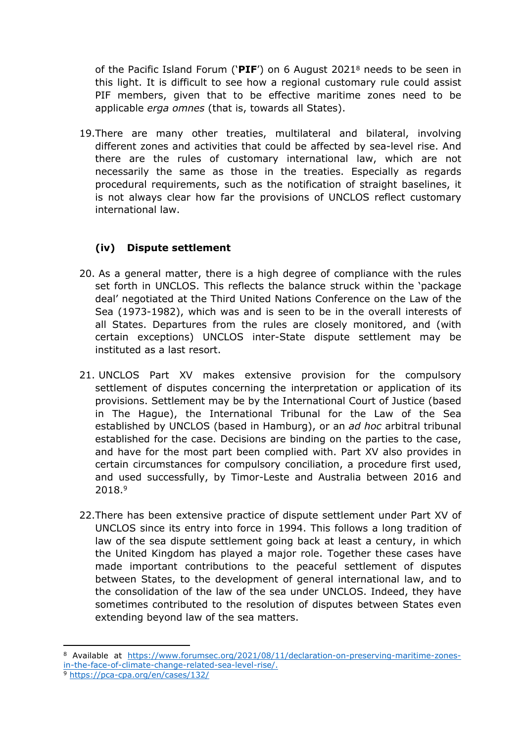of the Pacific Island Forum ('**PIF**') on 6 August 2021[8] needs to be seen in this light. It is difficult to see how a regional customary rule could assist PIF members, given that to be effective maritime zones need to be applicable *erga omnes* (that is, towards all States).

19. There are many other treaties, multilateral and bilateral, involving different zones and activities that could be affected by sea-level rise. And there are the rules of customary international law, which are not necessarily the same as those in the treaties. Especially as regards procedural requirements, such as the notification of straight baselines, it is not always clear how far the provisions of UNCLOS reflect customary international law.

### (iv) Dispute settlement

20. As a general matter, there is a high degree of compliance with the rules set forth in UNCLOS. This reflects the balance struck within the 'package deal' negotiated at the Third United Nations Conference on the Law of the Sea (1973-1982), which was and is seen to be in the overall interests of all States. Departures from the rules are closely monitored, and (with certain exceptions) UNCLOS inter-State dispute settlement may be instituted as a last resort.

21. UNCLOS Part XV makes extensive provision for the compulsory settlement of disputes concerning the interpretation or application of its provisions. Settlement may be by the International Court of Justice (based in The Hague), the International Tribunal for the Law of the Sea established by UNCLOS (based in Hamburg), or an *ad hoc* arbitral tribunal established for the case. Decisions are binding on the parties to the case, and have for the most part been complied with. Part XV also provides in certain circumstances for compulsory conciliation, a procedure first used, and used successfully, by Timor-Leste and Australia between 2016 and 2018.[9]

22. There has been extensive practice of dispute settlement under Part XV of UNCLOS since its entry into force in 1994. This follows a long tradition of law of the sea dispute settlement going back at least a century, in which the United Kingdom has played a major role. Together these cases have made important contributions to the peaceful settlement of disputes between States, to the development of general international law, and to the consolidation of the law of the sea under UNCLOS. Indeed, they have sometimes contributed to the resolution of disputes between States even extending beyond law of the sea matters.

---

[8] Available at https://www.forumsec.org/2021/08/11/declaration-on-preserving-maritime-zones-in-the-face-of-climate-change-related-sea-level-rise/.

[9] https://pca-cpa.org/en/cases/132/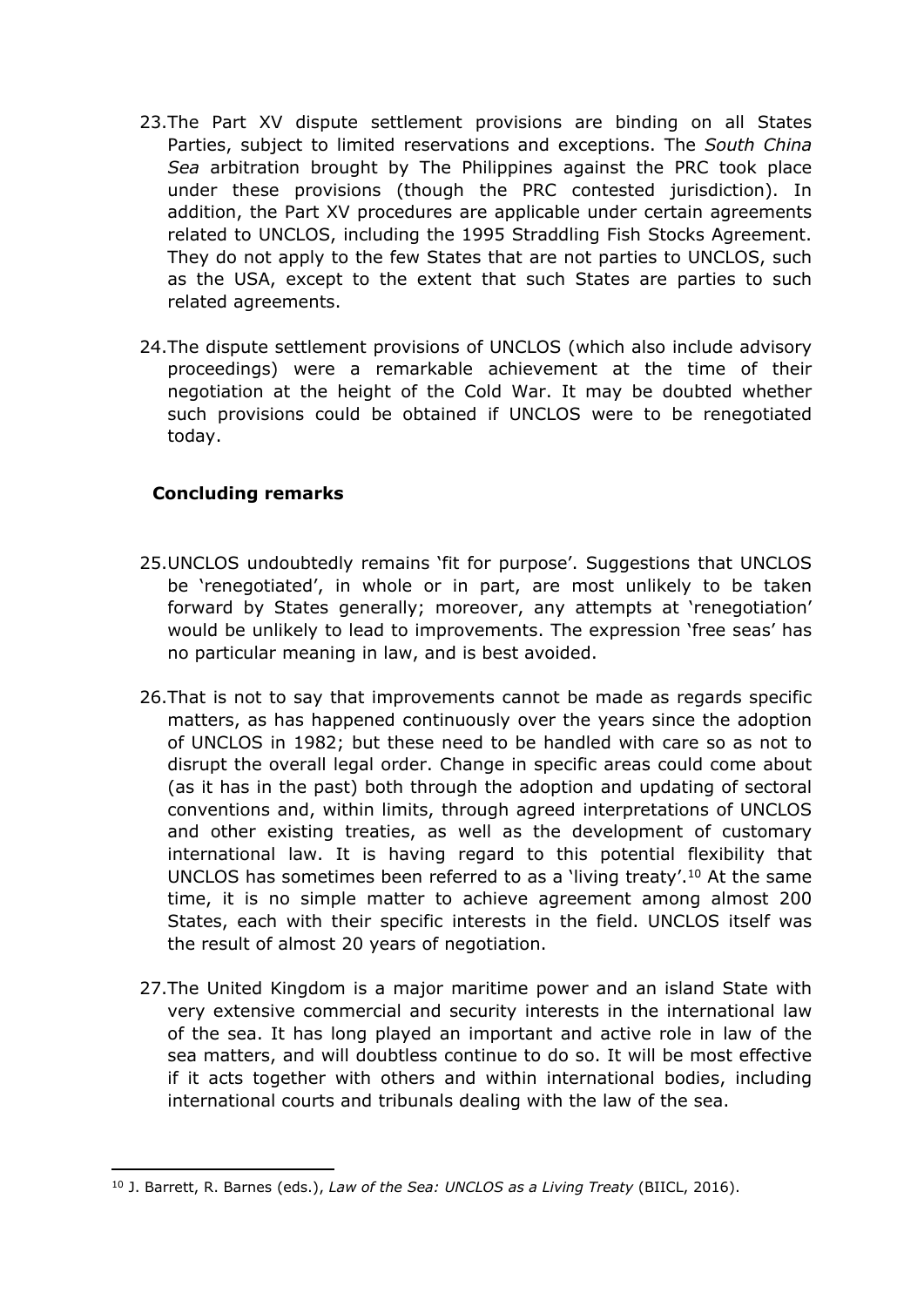23. The Part XV dispute settlement provisions are binding on all States Parties, subject to limited reservations and exceptions. The *South China Sea* arbitration brought by The Philippines against the PRC took place under these provisions (though the PRC contested jurisdiction). In addition, the Part XV procedures are applicable under certain agreements related to UNCLOS, including the 1995 Straddling Fish Stocks Agreement. They do not apply to the few States that are not parties to UNCLOS, such as the USA, except to the extent that such States are parties to such related agreements.

24. The dispute settlement provisions of UNCLOS (which also include advisory proceedings) were a remarkable achievement at the time of their negotiation at the height of the Cold War. It may be doubted whether such provisions could be obtained if UNCLOS were to be renegotiated today.

**Concluding remarks**

25. UNCLOS undoubtedly remains 'fit for purpose'. Suggestions that UNCLOS be 'renegotiated', in whole or in part, are most unlikely to be taken forward by States generally; moreover, any attempts at 'renegotiation' would be unlikely to lead to improvements. The expression 'free seas' has no particular meaning in law, and is best avoided.

26. That is not to say that improvements cannot be made as regards specific matters, as has happened continuously over the years since the adoption of UNCLOS in 1982; but these need to be handled with care so as not to disrupt the overall legal order. Change in specific areas could come about (as it has in the past) both through the adoption and updating of sectoral conventions and, within limits, through agreed interpretations of UNCLOS and other existing treaties, as well as the development of customary international law. It is having regard to this potential flexibility that UNCLOS has sometimes been referred to as a 'living treaty'.[10] At the same time, it is no simple matter to achieve agreement among almost 200 States, each with their specific interests in the field. UNCLOS itself was the result of almost 20 years of negotiation.

27. The United Kingdom is a major maritime power and an island State with very extensive commercial and security interests in the international law of the sea. It has long played an important and active role in law of the sea matters, and will doubtless continue to do so. It will be most effective if it acts together with others and within international bodies, including international courts and tribunals dealing with the law of the sea.

---

[10] J. Barrett, R. Barnes (eds.), *Law of the Sea: UNCLOS as a Living Treaty* (BIICL, 2016).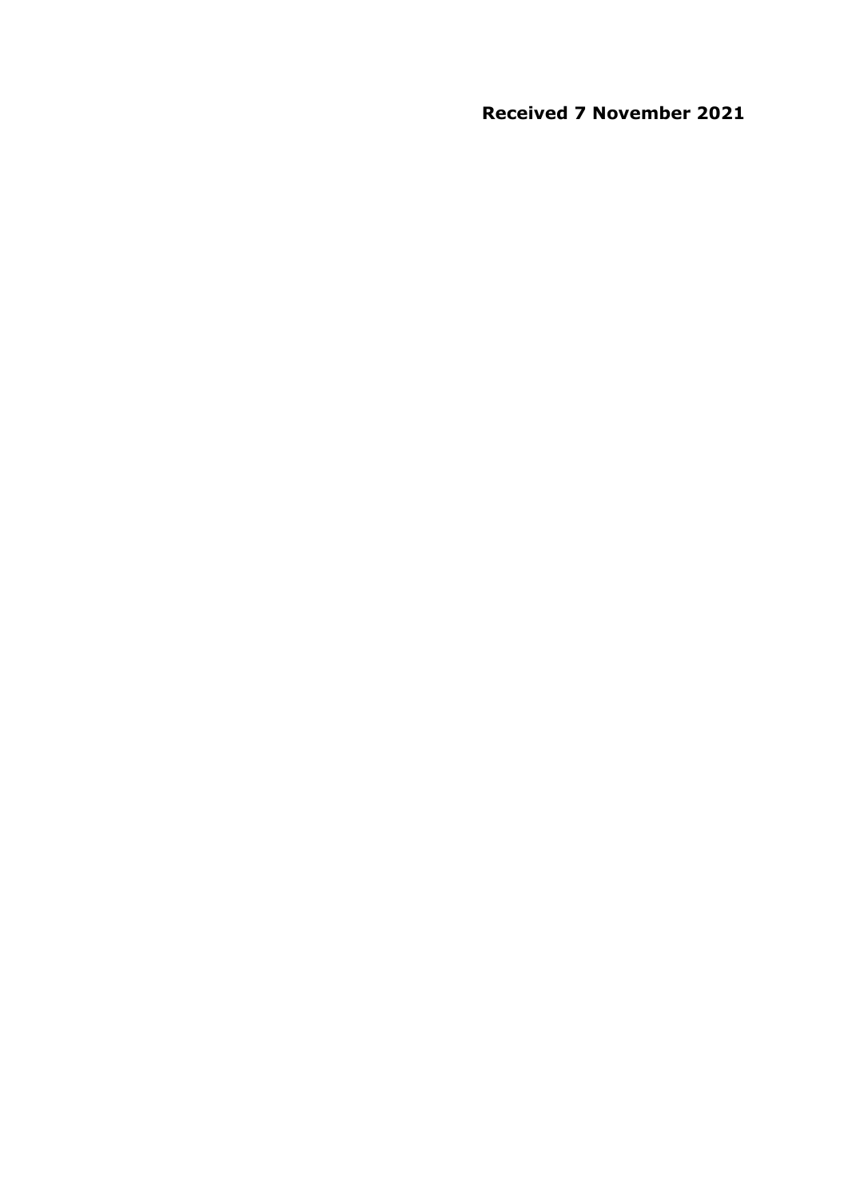**Received 7 November 2021**